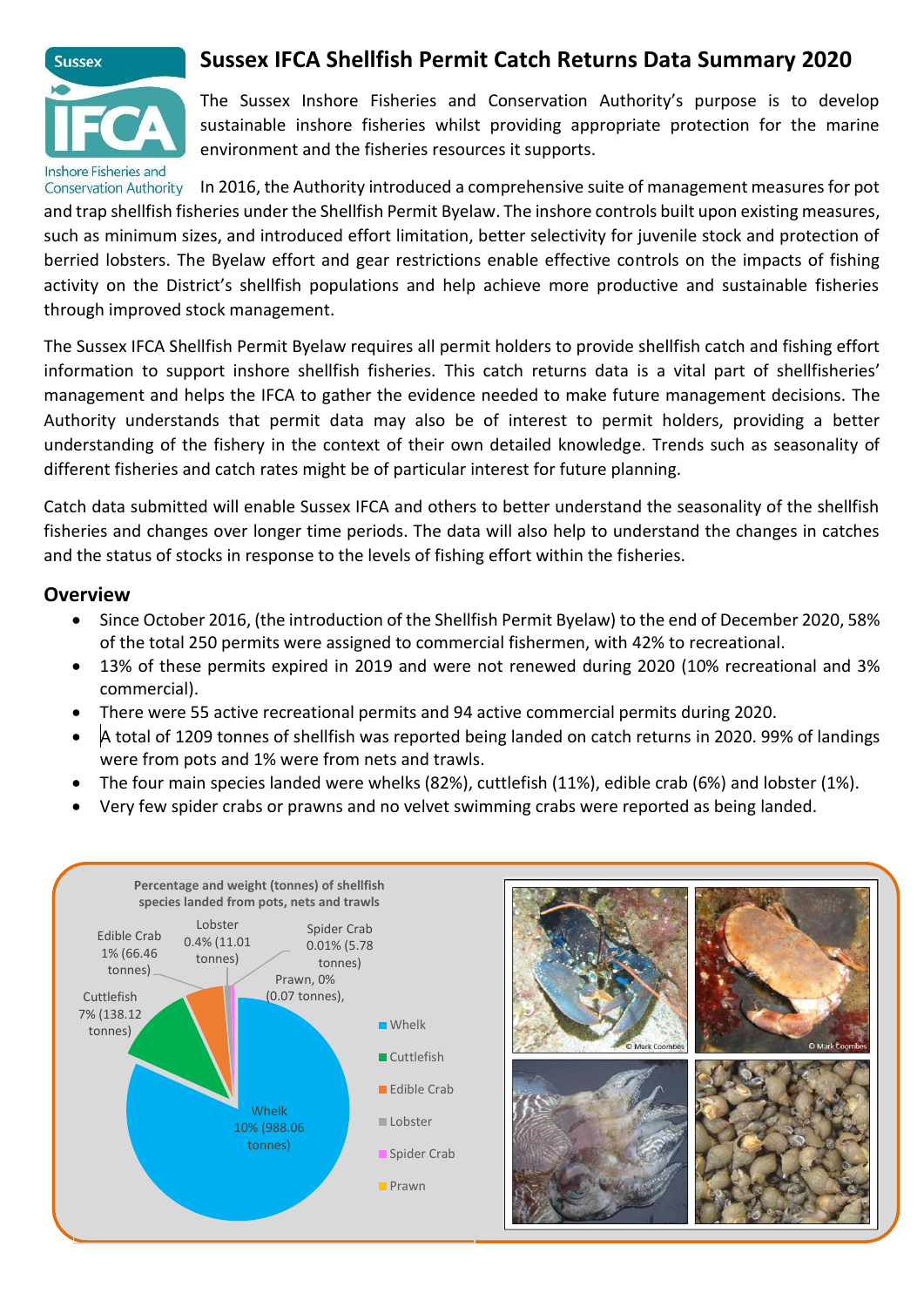# Sussex IFCA Shellfish Permit Catch Returns Data Summary 2020

The Sussex Inshore Fisheries and Conservation Authority's purpose is to develop sustainable inshore fisheries whilst providing appropriate protection for the marine environment and the fisheries resources it supports.

In 2016, the Authority introduced a comprehensive suite of management measures for pot and trap shellfish fisheries under the Shellfish Permit Byelaw. The inshore controls built upon existing measures, such as minimum sizes, and introduced effort limitation, better selectivity for juvenile stock and protection of berried lobsters. The Byelaw effort and gear restrictions enable effective controls on the impacts of fishing activity on the District's shellfish populations and help achieve more productive and sustainable fisheries through improved stock management.

The Sussex IFCA Shellfish Permit Byelaw requires all permit holders to provide shellfish catch and fishing effort information to support inshore shellfish fisheries. This catch returns data is a vital part of shellfisheries' management and helps the IFCA to gather the evidence needed to make future management decisions. The Authority understands that permit data may also be of interest to permit holders, providing a better understanding of the fishery in the context of their own detailed knowledge. Trends such as seasonality of different fisheries and catch rates might be of particular interest for future planning.

Catch data submitted will enable Sussex IFCA and others to better understand the seasonality of the shellfish fisheries and changes over longer time periods. The data will also help to understand the changes in catches and the status of stocks in response to the levels of fishing effort within the fisheries.

## Overview

- Since October 2016, (the introduction of the Shellfish Permit Byelaw) to the end of December 2020, 58% of the total 250 permits were assigned to commercial fishermen, with 42% to recreational.
- 13% of these permits expired in 2019 and were not renewed during 2020 (10% recreational and 3% commercial).
- There were 55 active recreational permits and 94 active commercial permits during 2020.
- A total of 1209 tonnes of shellfish was reported being landed on catch returns in 2020. 99% of landings were from pots and 1% were from nets and trawls.
- The four main species landed were whelks (82%), cuttlefish (11%), edible crab (6%) and lobster (1%).
- Very few spider crabs or prawns and no velvet swimming crabs were reported as being landed.

**Percentage and weight (tonnes) of shellfish species landed from pots, nets and trawls**

- Whelk 10% (988.06 tonnes)
- Cuttlefish 7% (138.12 tonnes)
- Edible Crab 1% (66.46 tonnes)
- Lobster 0.4% (11.01 tonnes)
- Spider Crab 0.01% (5.78 tonnes)
- Prawn, 0% (0.07 tonnes),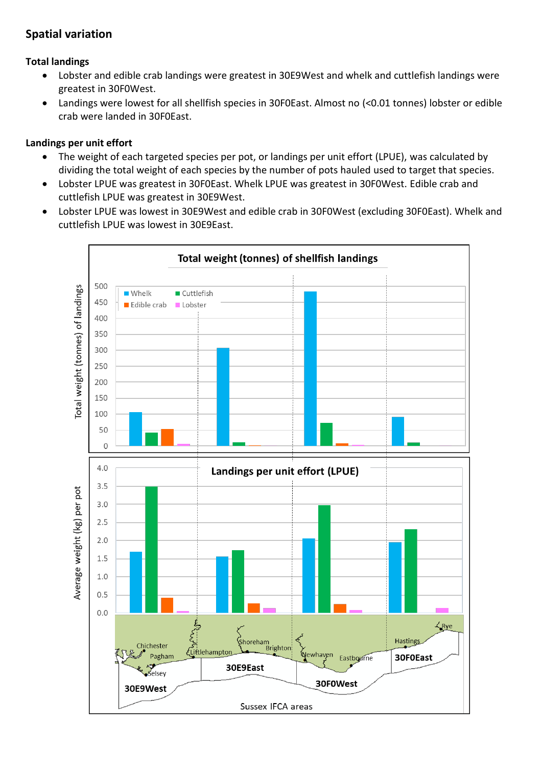## Spatial variation

### Total landings

- Lobster and edible crab landings were greatest in 30E9West and whelk and cuttlefish landings were greatest in 30F0West.
- Landings were lowest for all shellfish species in 30F0East. Almost no (<0.01 tonnes) lobster or edible crab were landed in 30F0East.

### Landings per unit effort

- The weight of each targeted species per pot, or landings per unit effort (LPUE), was calculated by dividing the total weight of each species by the number of pots hauled used to target that species.
- Lobster LPUE was greatest in 30F0East. Whelk LPUE was greatest in 30F0West. Edible crab and cuttlefish LPUE was greatest in 30E9West.
- Lobster LPUE was lowest in 30E9West and edible crab in 30F0West (excluding 30F0East). Whelk and cuttlefish LPUE was lowest in 30E9East.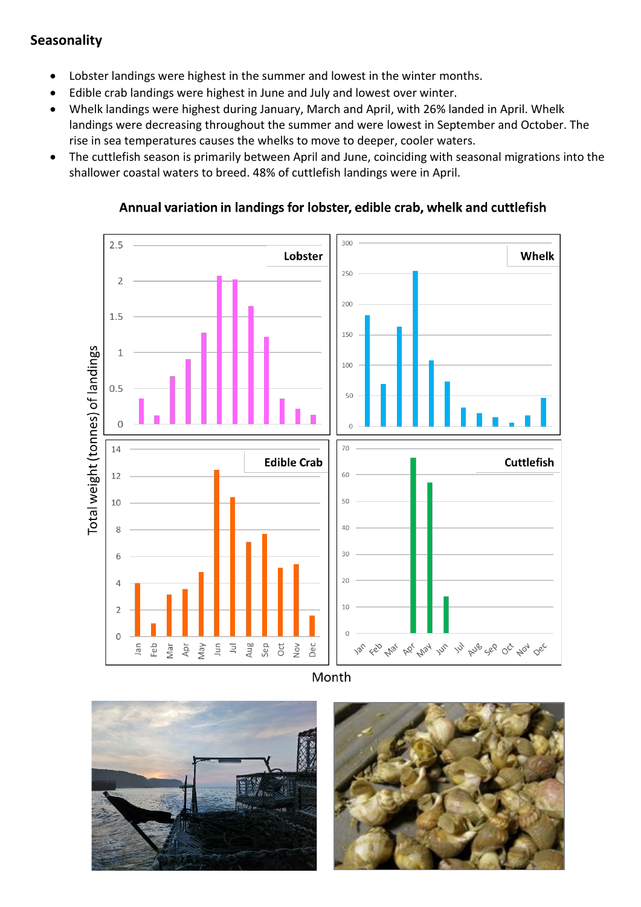## Seasonality

- Lobster landings were highest in the summer and lowest in the winter months.
- Edible crab landings were highest in June and July and lowest over winter.
- Whelk landings were highest during January, March and April, with 26% landed in April. Whelk landings were decreasing throughout the summer and were lowest in September and October. The rise in sea temperatures causes the whelks to move to deeper, cooler waters.
- The cuttlefish season is primarily between April and June, coinciding with seasonal migrations into the shallower coastal waters to breed. 48% of cuttlefish landings were in April.

**Annual variation in landings for lobster, edible crab, whelk and cuttlefish**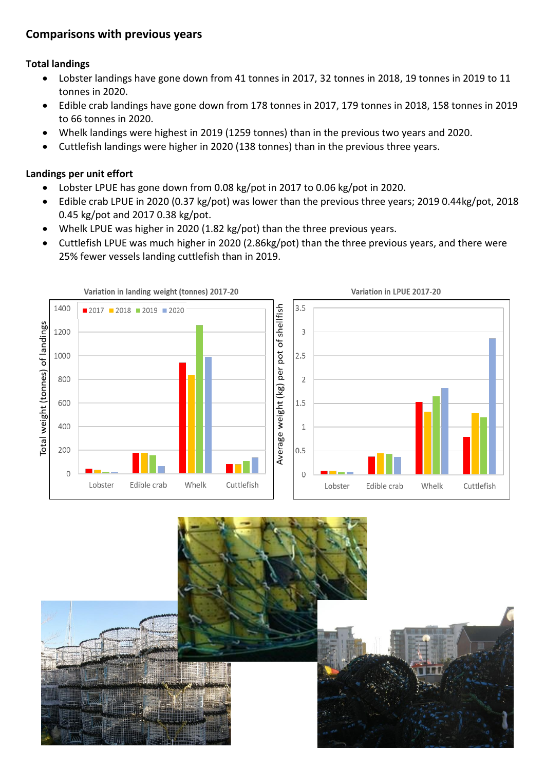## Comparisons with previous years

### Total landings

- Lobster landings have gone down from 41 tonnes in 2017, 32 tonnes in 2018, 19 tonnes in 2019 to 11 tonnes in 2020.
- Edible crab landings have gone down from 178 tonnes in 2017, 179 tonnes in 2018, 158 tonnes in 2019 to 66 tonnes in 2020.
- Whelk landings were highest in 2019 (1259 tonnes) than in the previous two years and 2020.
- Cuttlefish landings were higher in 2020 (138 tonnes) than in the previous three years.

### Landings per unit effort

- Lobster LPUE has gone down from 0.08 kg/pot in 2017 to 0.06 kg/pot in 2020.
- Edible crab LPUE in 2020 (0.37 kg/pot) was lower than the previous three years; 2019 0.44kg/pot, 2018 0.45 kg/pot and 2017 0.38 kg/pot.
- Whelk LPUE was higher in 2020 (1.82 kg/pot) than the three previous years.
- Cuttlefish LPUE was much higher in 2020 (2.86kg/pot) than the three previous years, and there were 25% fewer vessels landing cuttlefish than in 2019.

Variation in landing weight (tonnes) 2017-20

Total weight (tonnes) of landings

1400
1200
1000
800
600
400
200
0

2017 2018 2019 2020

Lobster Edible crab Whelk Cuttlefish

Variation in LPUE 2017-20

Average weight (kg) per pot of shellfish

3.5
3
2.5
2
1.5
1
0.5
0

Lobster Edible crab Whelk Cuttlefish